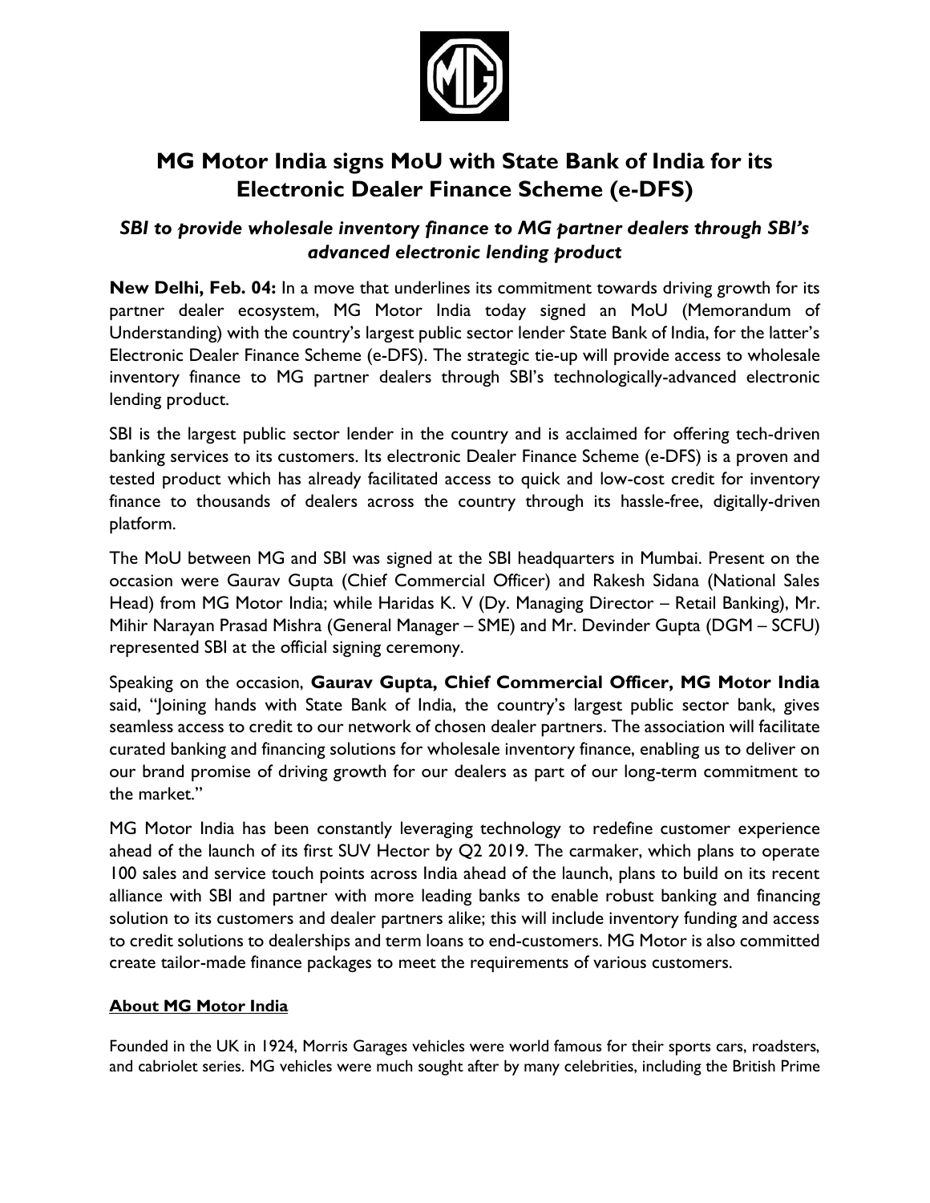# MG Motor India signs MoU with State Bank of India for its Electronic Dealer Finance Scheme (e-DFS)

### *SBI to provide wholesale inventory finance to MG partner dealers through SBI's advanced electronic lending product*

**New Delhi, Feb. 04:** In a move that underlines its commitment towards driving growth for its partner dealer ecosystem, MG Motor India today signed an MoU (Memorandum of Understanding) with the country's largest public sector lender State Bank of India, for the latter's Electronic Dealer Finance Scheme (e-DFS). The strategic tie-up will provide access to wholesale inventory finance to MG partner dealers through SBI's technologically-advanced electronic lending product.

SBI is the largest public sector lender in the country and is acclaimed for offering tech-driven banking services to its customers. Its electronic Dealer Finance Scheme (e-DFS) is a proven and tested product which has already facilitated access to quick and low-cost credit for inventory finance to thousands of dealers across the country through its hassle-free, digitally-driven platform.

The MoU between MG and SBI was signed at the SBI headquarters in Mumbai. Present on the occasion were Gaurav Gupta (Chief Commercial Officer) and Rakesh Sidana (National Sales Head) from MG Motor India; while Haridas K. V (Dy. Managing Director – Retail Banking), Mr. Mihir Narayan Prasad Mishra (General Manager – SME) and Mr. Devinder Gupta (DGM – SCFU) represented SBI at the official signing ceremony.

Speaking on the occasion, **Gaurav Gupta, Chief Commercial Officer, MG Motor India** said, "Joining hands with State Bank of India, the country's largest public sector bank, gives seamless access to credit to our network of chosen dealer partners. The association will facilitate curated banking and financing solutions for wholesale inventory finance, enabling us to deliver on our brand promise of driving growth for our dealers as part of our long-term commitment to the market."

MG Motor India has been constantly leveraging technology to redefine customer experience ahead of the launch of its first SUV Hector by Q2 2019. The carmaker, which plans to operate 100 sales and service touch points across India ahead of the launch, plans to build on its recent alliance with SBI and partner with more leading banks to enable robust banking and financing solution to its customers and dealer partners alike; this will include inventory funding and access to credit solutions to dealerships and term loans to end-customers. MG Motor is also committed create tailor-made finance packages to meet the requirements of various customers.

**About MG Motor India**

Founded in the UK in 1924, Morris Garages vehicles were world famous for their sports cars, roadsters, and cabriolet series. MG vehicles were much sought after by many celebrities, including the British Prime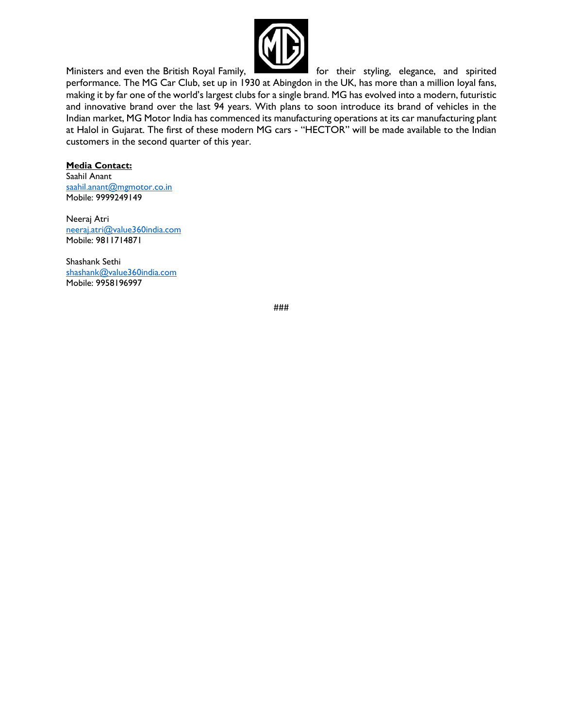Ministers and even the British Royal Family, for their styling, elegance, and spirited performance. The MG Car Club, set up in 1930 at Abingdon in the UK, has more than a million loyal fans, making it by far one of the world's largest clubs for a single brand. MG has evolved into a modern, futuristic and innovative brand over the last 94 years. With plans to soon introduce its brand of vehicles in the Indian market, MG Motor India has commenced its manufacturing operations at its car manufacturing plant at Halol in Gujarat. The first of these modern MG cars - "HECTOR" will be made available to the Indian customers in the second quarter of this year.

**Media Contact:**
Saahil Anant
saahil.anant@mgmotor.co.in
Mobile: 9999249149

Neeraj Atri
neeraj.atri@value360india.com
Mobile: 9811714871

Shashank Sethi
shashank@value360india.com
Mobile: 9958196997

###